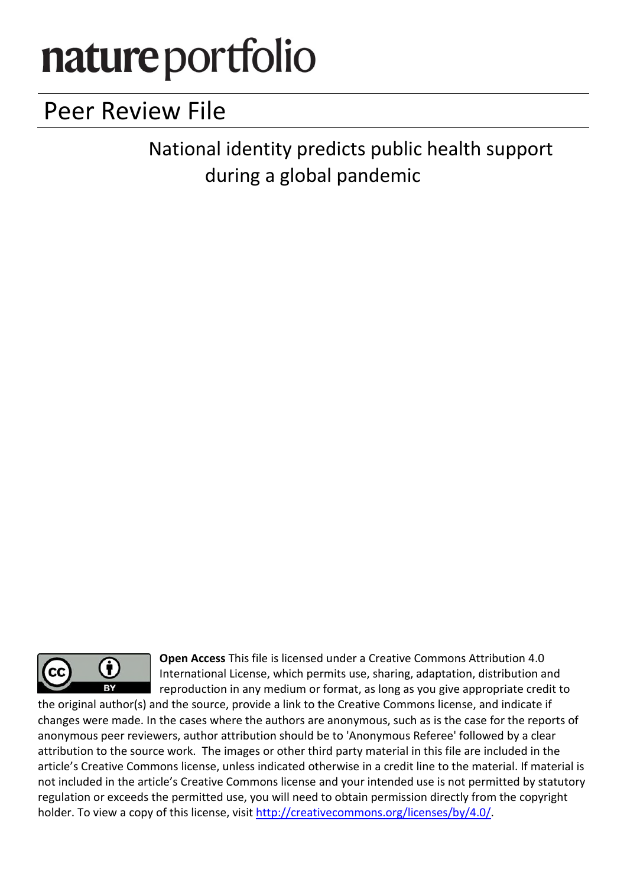# nature portfolio

## Peer Review File

National identity predicts public health support during a global pandemic

**Open Access** This file is licensed under a Creative Commons Attribution 4.0 International License, which permits use, sharing, adaptation, distribution and reproduction in any medium or format, as long as you give appropriate credit to the original author(s) and the source, provide a link to the Creative Commons license, and indicate if changes were made. In the cases where the authors are anonymous, such as is the case for the reports of anonymous peer reviewers, author attribution should be to 'Anonymous Referee' followed by a clear attribution to the source work. The images or other third party material in this file are included in the article's Creative Commons license, unless indicated otherwise in a credit line to the material. If material is not included in the article's Creative Commons license and your intended use is not permitted by statutory regulation or exceeds the permitted use, you will need to obtain permission directly from the copyright holder. To view a copy of this license, visit http://creativecommons.org/licenses/by/4.0/.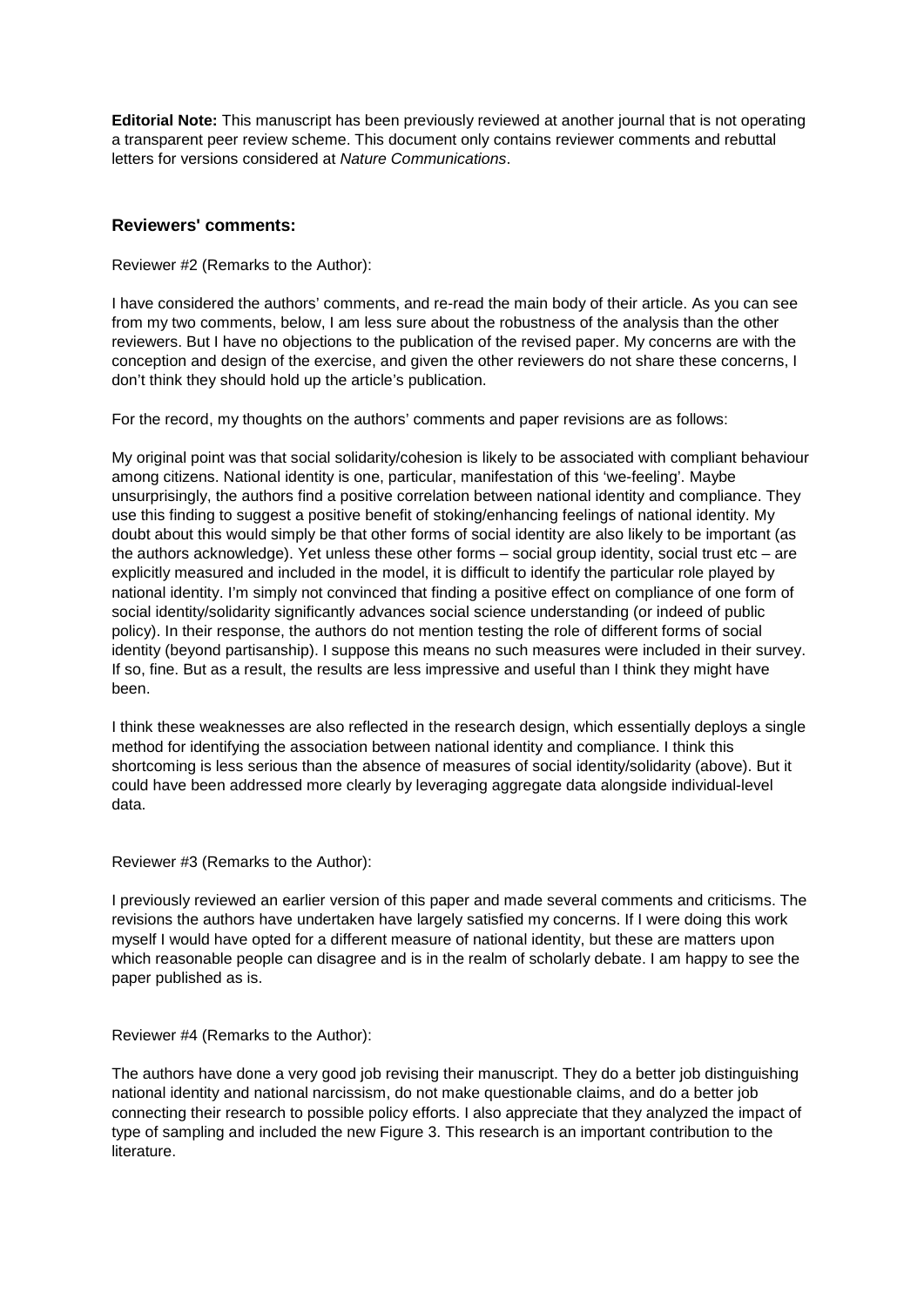**Editorial Note:** This manuscript has been previously reviewed at another journal that is not operating a transparent peer review scheme. This document only contains reviewer comments and rebuttal letters for versions considered at *Nature Communications*.

### Reviewers' comments:

Reviewer #2 (Remarks to the Author):

I have considered the authors' comments, and re-read the main body of their article. As you can see from my two comments, below, I am less sure about the robustness of the analysis than the other reviewers. But I have no objections to the publication of the revised paper. My concerns are with the conception and design of the exercise, and given the other reviewers do not share these concerns, I don't think they should hold up the article's publication.

For the record, my thoughts on the authors' comments and paper revisions are as follows:

My original point was that social solidarity/cohesion is likely to be associated with compliant behaviour among citizens. National identity is one, particular, manifestation of this 'we-feeling'. Maybe unsurprisingly, the authors find a positive correlation between national identity and compliance. They use this finding to suggest a positive benefit of stoking/enhancing feelings of national identity. My doubt about this would simply be that other forms of social identity are also likely to be important (as the authors acknowledge). Yet unless these other forms – social group identity, social trust etc – are explicitly measured and included in the model, it is difficult to identify the particular role played by national identity. I'm simply not convinced that finding a positive effect on compliance of one form of social identity/solidarity significantly advances social science understanding (or indeed of public policy). In their response, the authors do not mention testing the role of different forms of social identity (beyond partisanship). I suppose this means no such measures were included in their survey. If so, fine. But as a result, the results are less impressive and useful than I think they might have been.

I think these weaknesses are also reflected in the research design, which essentially deploys a single method for identifying the association between national identity and compliance. I think this shortcoming is less serious than the absence of measures of social identity/solidarity (above). But it could have been addressed more clearly by leveraging aggregate data alongside individual-level data.

Reviewer #3 (Remarks to the Author):

I previously reviewed an earlier version of this paper and made several comments and criticisms. The revisions the authors have undertaken have largely satisfied my concerns. If I were doing this work myself I would have opted for a different measure of national identity, but these are matters upon which reasonable people can disagree and is in the realm of scholarly debate. I am happy to see the paper published as is.

Reviewer #4 (Remarks to the Author):

The authors have done a very good job revising their manuscript. They do a better job distinguishing national identity and national narcissism, do not make questionable claims, and do a better job connecting their research to possible policy efforts. I also appreciate that they analyzed the impact of type of sampling and included the new Figure 3. This research is an important contribution to the literature.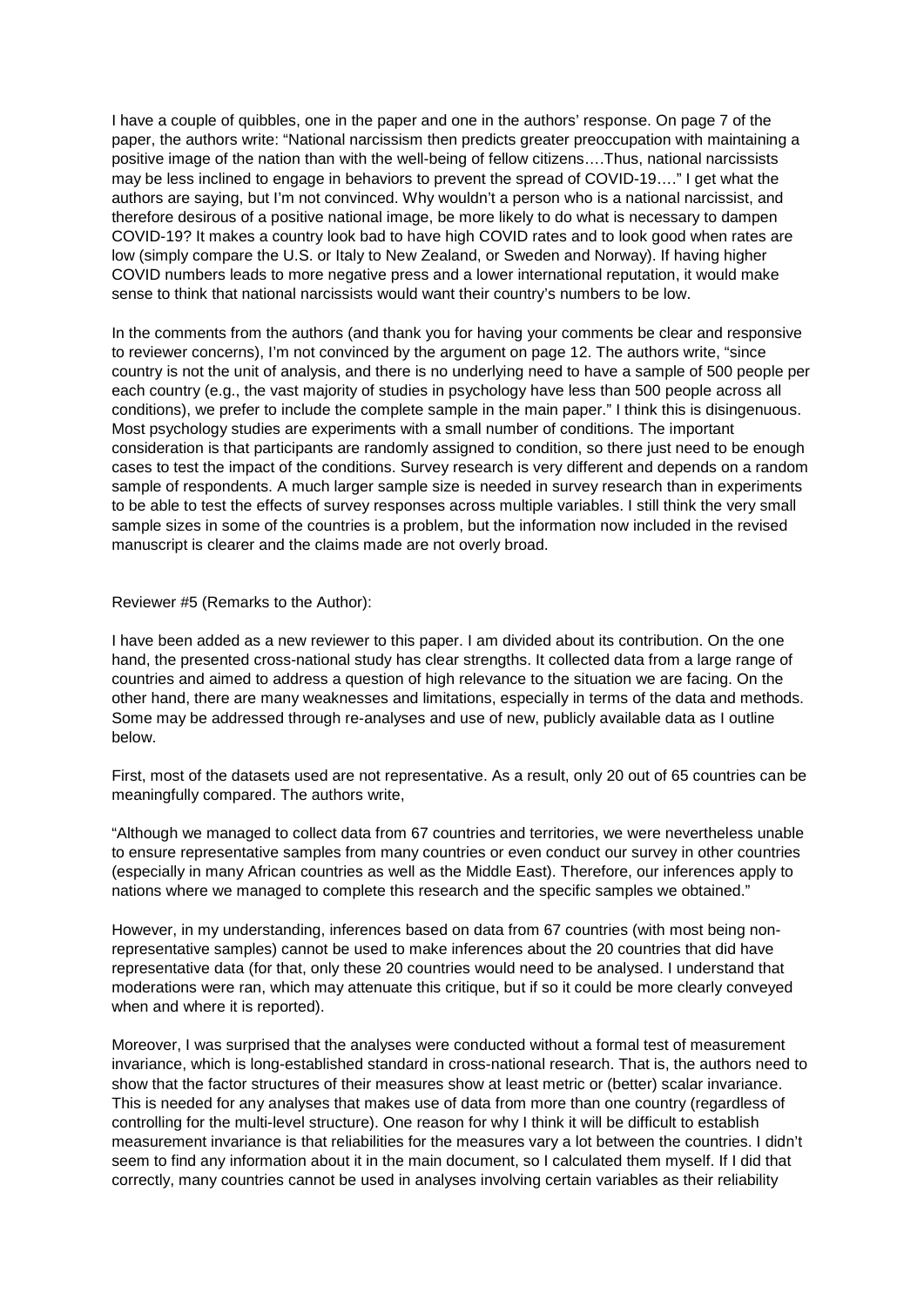I have a couple of quibbles, one in the paper and one in the authors' response. On page 7 of the paper, the authors write: "National narcissism then predicts greater preoccupation with maintaining a positive image of the nation than with the well-being of fellow citizens….Thus, national narcissists may be less inclined to engage in behaviors to prevent the spread of COVID-19…." I get what the authors are saying, but I'm not convinced. Why wouldn't a person who is a national narcissist, and therefore desirous of a positive national image, be more likely to do what is necessary to dampen COVID-19? It makes a country look bad to have high COVID rates and to look good when rates are low (simply compare the U.S. or Italy to New Zealand, or Sweden and Norway). If having higher COVID numbers leads to more negative press and a lower international reputation, it would make sense to think that national narcissists would want their country's numbers to be low.

In the comments from the authors (and thank you for having your comments be clear and responsive to reviewer concerns), I'm not convinced by the argument on page 12. The authors write, "since country is not the unit of analysis, and there is no underlying need to have a sample of 500 people per each country (e.g., the vast majority of studies in psychology have less than 500 people across all conditions), we prefer to include the complete sample in the main paper." I think this is disingenuous. Most psychology studies are experiments with a small number of conditions. The important consideration is that participants are randomly assigned to condition, so there just need to be enough cases to test the impact of the conditions. Survey research is very different and depends on a random sample of respondents. A much larger sample size is needed in survey research than in experiments to be able to test the effects of survey responses across multiple variables. I still think the very small sample sizes in some of the countries is a problem, but the information now included in the revised manuscript is clearer and the claims made are not overly broad.

Reviewer #5 (Remarks to the Author):

I have been added as a new reviewer to this paper. I am divided about its contribution. On the one hand, the presented cross-national study has clear strengths. It collected data from a large range of countries and aimed to address a question of high relevance to the situation we are facing. On the other hand, there are many weaknesses and limitations, especially in terms of the data and methods. Some may be addressed through re-analyses and use of new, publicly available data as I outline below.

First, most of the datasets used are not representative. As a result, only 20 out of 65 countries can be meaningfully compared. The authors write,

"Although we managed to collect data from 67 countries and territories, we were nevertheless unable to ensure representative samples from many countries or even conduct our survey in other countries (especially in many African countries as well as the Middle East). Therefore, our inferences apply to nations where we managed to complete this research and the specific samples we obtained."

However, in my understanding, inferences based on data from 67 countries (with most being non-representative samples) cannot be used to make inferences about the 20 countries that did have representative data (for that, only these 20 countries would need to be analysed. I understand that moderations were ran, which may attenuate this critique, but if so it could be more clearly conveyed when and where it is reported).

Moreover, I was surprised that the analyses were conducted without a formal test of measurement invariance, which is long-established standard in cross-national research. That is, the authors need to show that the factor structures of their measures show at least metric or (better) scalar invariance. This is needed for any analyses that makes use of data from more than one country (regardless of controlling for the multi-level structure). One reason for why I think it will be difficult to establish measurement invariance is that reliabilities for the measures vary a lot between the countries. I didn't seem to find any information about it in the main document, so I calculated them myself. If I did that correctly, many countries cannot be used in analyses involving certain variables as their reliability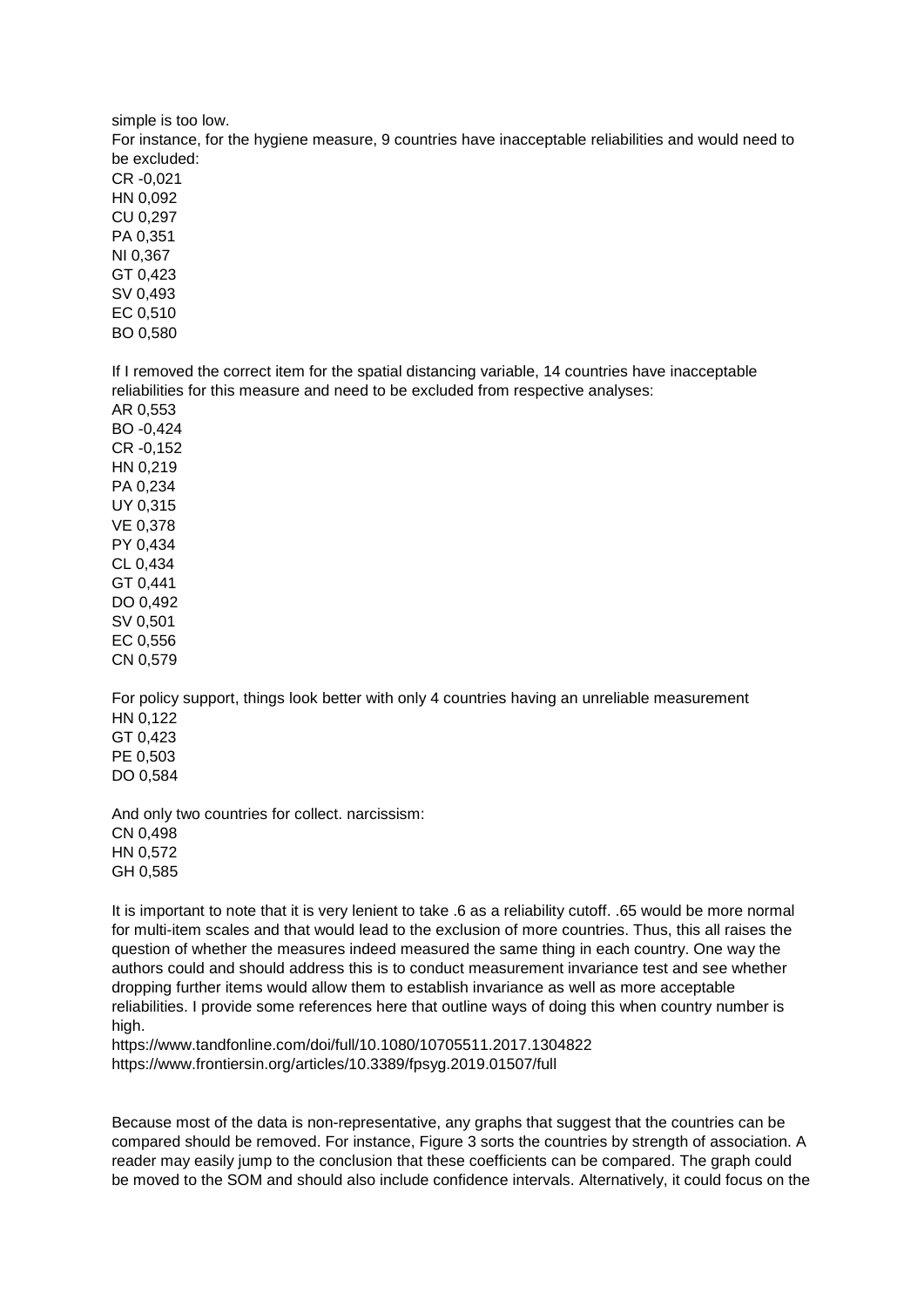simple is too low.

For instance, for the hygiene measure, 9 countries have inacceptable reliabilities and would need to be excluded:

CR -0,021
HN 0,092
CU 0,297
PA 0,351
NI 0,367
GT 0,423
SV 0,493
EC 0,510
BO 0,580

If I removed the correct item for the spatial distancing variable, 14 countries have inacceptable reliabilities for this measure and need to be excluded from respective analyses:

AR 0,553
BO -0,424
CR -0,152
HN 0,219
PA 0,234
UY 0,315
VE 0,378
PY 0,434
CL 0,434
GT 0,441
DO 0,492
SV 0,501
EC 0,556
CN 0,579

For policy support, things look better with only 4 countries having an unreliable measurement

HN 0,122
GT 0,423
PE 0,503
DO 0,584

And only two countries for collect. narcissism:

CN 0,498
HN 0,572
GH 0,585

It is important to note that it is very lenient to take .6 as a reliability cutoff. .65 would be more normal for multi-item scales and that would lead to the exclusion of more countries. Thus, this all raises the question of whether the measures indeed measured the same thing in each country. One way the authors could and should address this is to conduct measurement invariance test and see whether dropping further items would allow them to establish invariance as well as more acceptable reliabilities. I provide some references here that outline ways of doing this when country number is high.

https://www.tandfonline.com/doi/full/10.1080/10705511.2017.1304822
https://www.frontiersin.org/articles/10.3389/fpsyg.2019.01507/full

Because most of the data is non-representative, any graphs that suggest that the countries can be compared should be removed. For instance, Figure 3 sorts the countries by strength of association. A reader may easily jump to the conclusion that these coefficients can be compared. The graph could be moved to the SOM and should also include confidence intervals. Alternatively, it could focus on the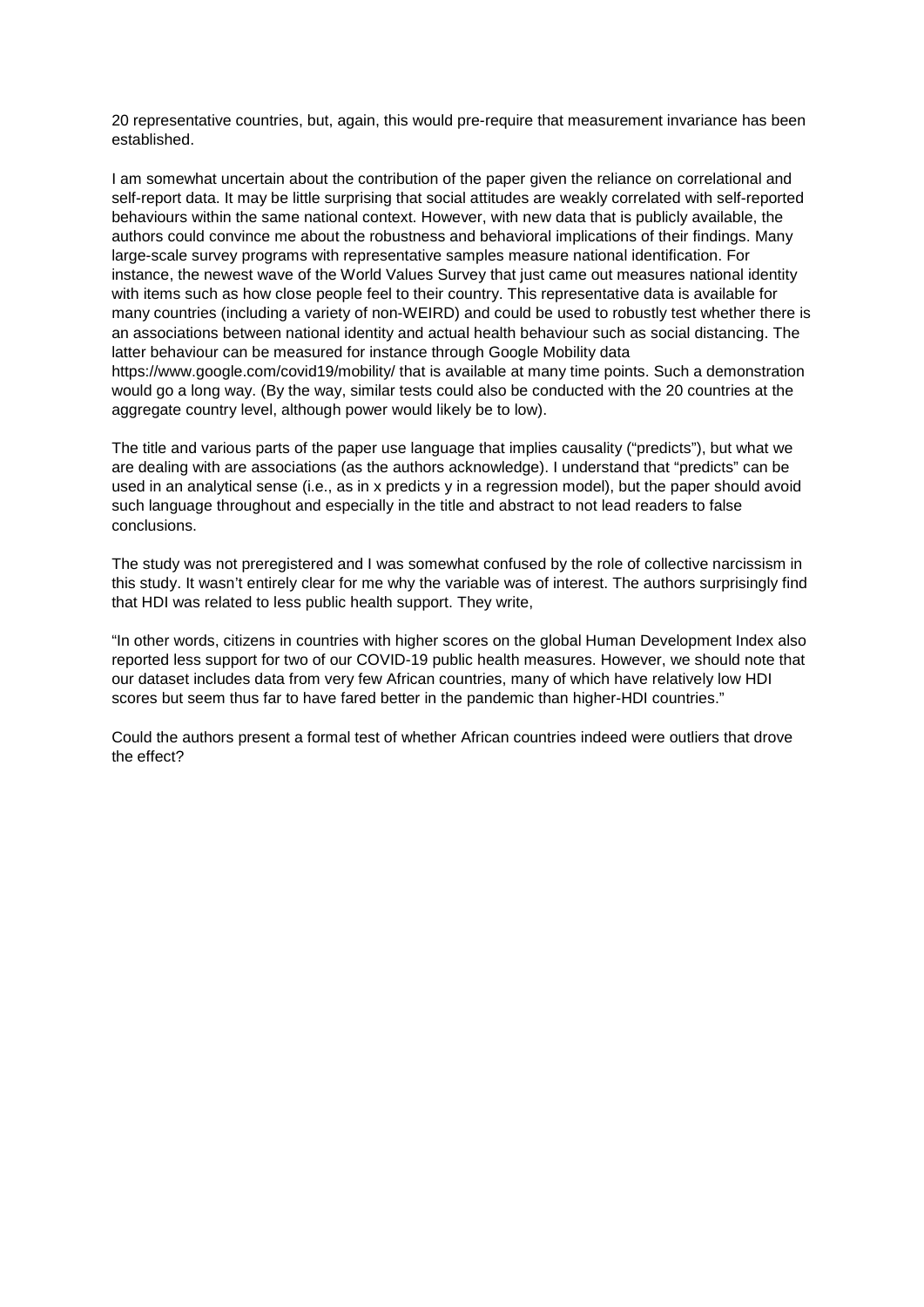20 representative countries, but, again, this would pre-require that measurement invariance has been established.

I am somewhat uncertain about the contribution of the paper given the reliance on correlational and self-report data. It may be little surprising that social attitudes are weakly correlated with self-reported behaviours within the same national context. However, with new data that is publicly available, the authors could convince me about the robustness and behavioral implications of their findings. Many large-scale survey programs with representative samples measure national identification. For instance, the newest wave of the World Values Survey that just came out measures national identity with items such as how close people feel to their country. This representative data is available for many countries (including a variety of non-WEIRD) and could be used to robustly test whether there is an associations between national identity and actual health behaviour such as social distancing. The latter behaviour can be measured for instance through Google Mobility data https://www.google.com/covid19/mobility/ that is available at many time points. Such a demonstration would go a long way. (By the way, similar tests could also be conducted with the 20 countries at the aggregate country level, although power would likely be to low).

The title and various parts of the paper use language that implies causality ("predicts"), but what we are dealing with are associations (as the authors acknowledge). I understand that "predicts" can be used in an analytical sense (i.e., as in x predicts y in a regression model), but the paper should avoid such language throughout and especially in the title and abstract to not lead readers to false conclusions.

The study was not preregistered and I was somewhat confused by the role of collective narcissism in this study. It wasn't entirely clear for me why the variable was of interest. The authors surprisingly find that HDI was related to less public health support. They write,

"In other words, citizens in countries with higher scores on the global Human Development Index also reported less support for two of our COVID-19 public health measures. However, we should note that our dataset includes data from very few African countries, many of which have relatively low HDI scores but seem thus far to have fared better in the pandemic than higher-HDI countries."

Could the authors present a formal test of whether African countries indeed were outliers that drove the effect?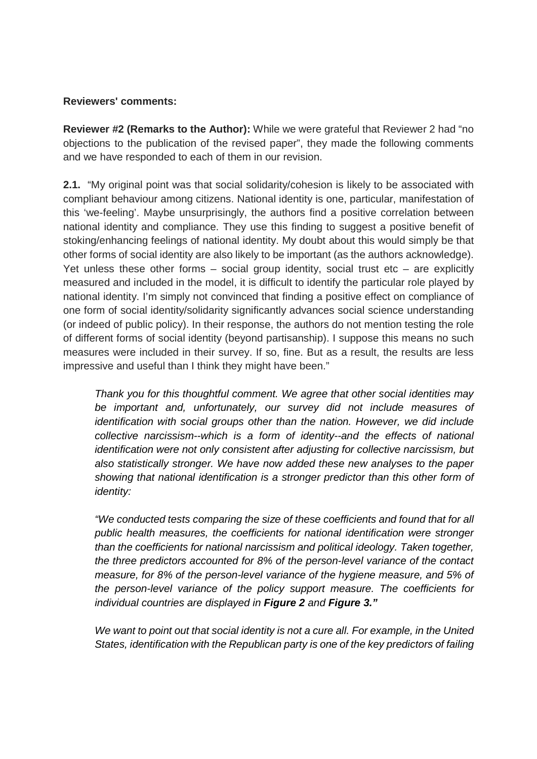**Reviewers' comments:**

**Reviewer #2 (Remarks to the Author):** While we were grateful that Reviewer 2 had "no objections to the publication of the revised paper", they made the following comments and we have responded to each of them in our revision.

**2.1.** "My original point was that social solidarity/cohesion is likely to be associated with compliant behaviour among citizens. National identity is one, particular, manifestation of this 'we-feeling'. Maybe unsurprisingly, the authors find a positive correlation between national identity and compliance. They use this finding to suggest a positive benefit of stoking/enhancing feelings of national identity. My doubt about this would simply be that other forms of social identity are also likely to be important (as the authors acknowledge). Yet unless these other forms – social group identity, social trust etc – are explicitly measured and included in the model, it is difficult to identify the particular role played by national identity. I'm simply not convinced that finding a positive effect on compliance of one form of social identity/solidarity significantly advances social science understanding (or indeed of public policy). In their response, the authors do not mention testing the role of different forms of social identity (beyond partisanship). I suppose this means no such measures were included in their survey. If so, fine. But as a result, the results are less impressive and useful than I think they might have been."

> *Thank you for this thoughtful comment. We agree that other social identities may be important and, unfortunately, our survey did not include measures of identification with social groups other than the nation. However, we did include collective narcissism--which is a form of identity--and the effects of national identification were not only consistent after adjusting for collective narcissism, but also statistically stronger. We have now added these new analyses to the paper showing that national identification is a stronger predictor than this other form of identity:*
>
> *"We conducted tests comparing the size of these coefficients and found that for all public health measures, the coefficients for national identification were stronger than the coefficients for national narcissism and political ideology. Taken together, the three predictors accounted for 8% of the person-level variance of the contact measure, for 8% of the person-level variance of the hygiene measure, and 5% of the person-level variance of the policy support measure. The coefficients for individual countries are displayed in* ***Figure 2*** *and* ***Figure 3.****"*
>
> *We want to point out that social identity is not a cure all. For example, in the United States, identification with the Republican party is one of the key predictors of failing*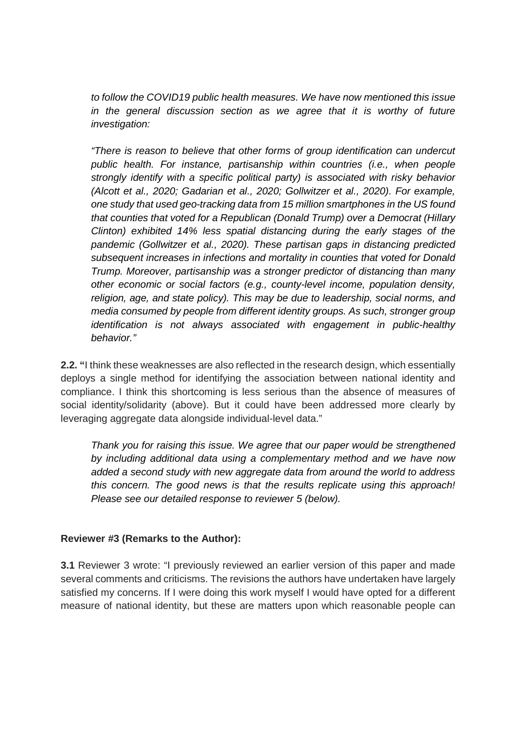*to follow the COVID19 public health measures. We have now mentioned this issue in the general discussion section as we agree that it is worthy of future investigation:*

*"There is reason to believe that other forms of group identification can undercut public health. For instance, partisanship within countries (i.e., when people strongly identify with a specific political party) is associated with risky behavior (Alcott et al., 2020; Gadarian et al., 2020; Gollwitzer et al., 2020). For example, one study that used geo-tracking data from 15 million smartphones in the US found that counties that voted for a Republican (Donald Trump) over a Democrat (Hillary Clinton) exhibited 14% less spatial distancing during the early stages of the pandemic (Gollwitzer et al., 2020). These partisan gaps in distancing predicted subsequent increases in infections and mortality in counties that voted for Donald Trump. Moreover, partisanship was a stronger predictor of distancing than many other economic or social factors (e.g., county-level income, population density, religion, age, and state policy). This may be due to leadership, social norms, and media consumed by people from different identity groups. As such, stronger group identification is not always associated with engagement in public-healthy behavior."*

**2.2. "**I think these weaknesses are also reflected in the research design, which essentially deploys a single method for identifying the association between national identity and compliance. I think this shortcoming is less serious than the absence of measures of social identity/solidarity (above). But it could have been addressed more clearly by leveraging aggregate data alongside individual-level data."

*Thank you for raising this issue. We agree that our paper would be strengthened by including additional data using a complementary method and we have now added a second study with new aggregate data from around the world to address this concern. The good news is that the results replicate using this approach! Please see our detailed response to reviewer 5 (below).*

**Reviewer #3 (Remarks to the Author):**

**3.1** Reviewer 3 wrote: "I previously reviewed an earlier version of this paper and made several comments and criticisms. The revisions the authors have undertaken have largely satisfied my concerns. If I were doing this work myself I would have opted for a different measure of national identity, but these are matters upon which reasonable people can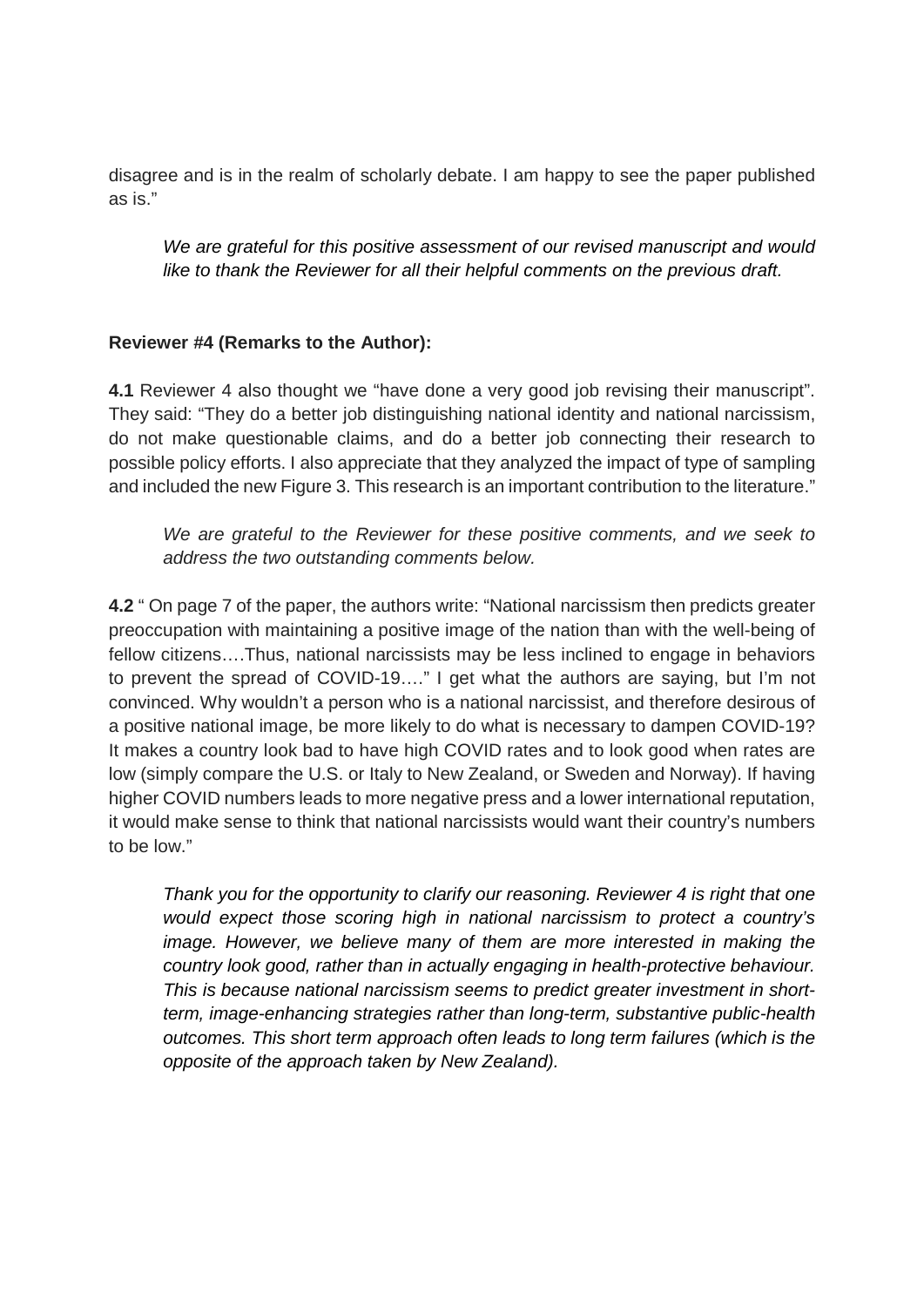disagree and is in the realm of scholarly debate. I am happy to see the paper published as is."

> *We are grateful for this positive assessment of our revised manuscript and would like to thank the Reviewer for all their helpful comments on the previous draft.*

**Reviewer #4 (Remarks to the Author):**

**4.1** Reviewer 4 also thought we "have done a very good job revising their manuscript". They said: "They do a better job distinguishing national identity and national narcissism, do not make questionable claims, and do a better job connecting their research to possible policy efforts. I also appreciate that they analyzed the impact of type of sampling and included the new Figure 3. This research is an important contribution to the literature."

> *We are grateful to the Reviewer for these positive comments, and we seek to address the two outstanding comments below.*

**4.2** " On page 7 of the paper, the authors write: "National narcissism then predicts greater preoccupation with maintaining a positive image of the nation than with the well-being of fellow citizens….Thus, national narcissists may be less inclined to engage in behaviors to prevent the spread of COVID-19…." I get what the authors are saying, but I'm not convinced. Why wouldn't a person who is a national narcissist, and therefore desirous of a positive national image, be more likely to do what is necessary to dampen COVID-19? It makes a country look bad to have high COVID rates and to look good when rates are low (simply compare the U.S. or Italy to New Zealand, or Sweden and Norway). If having higher COVID numbers leads to more negative press and a lower international reputation, it would make sense to think that national narcissists would want their country's numbers to be low."

> *Thank you for the opportunity to clarify our reasoning. Reviewer 4 is right that one would expect those scoring high in national narcissism to protect a country's image. However, we believe many of them are more interested in making the country look good, rather than in actually engaging in health-protective behaviour. This is because national narcissism seems to predict greater investment in short-term, image-enhancing strategies rather than long-term, substantive public-health outcomes. This short term approach often leads to long term failures (which is the opposite of the approach taken by New Zealand).*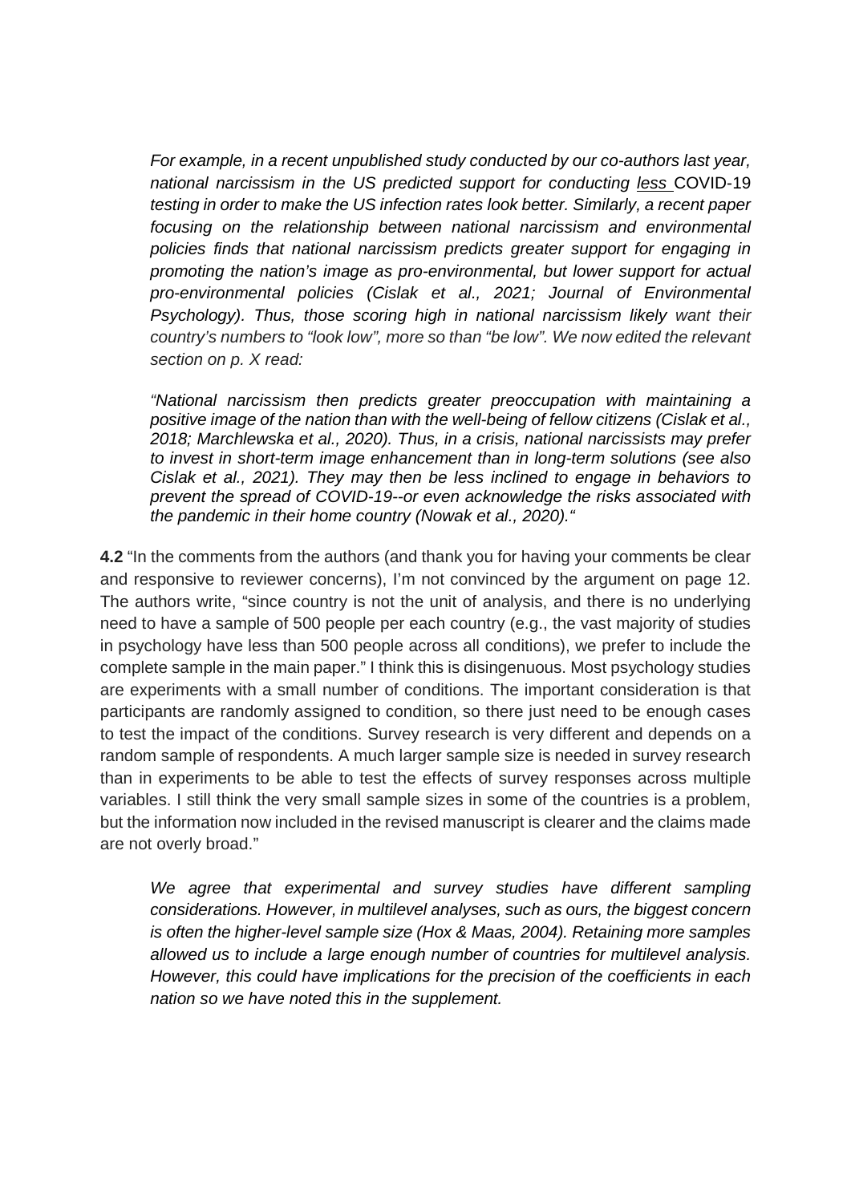*For example, in a recent unpublished study conducted by our co-authors last year, national narcissism in the US predicted support for conducting <u>less</u> COVID-19 testing in order to make the US infection rates look better. Similarly, a recent paper focusing on the relationship between national narcissism and environmental policies finds that national narcissism predicts greater support for engaging in promoting the nation's image as pro-environmental, but lower support for actual pro-environmental policies (Cislak et al., 2021; Journal of Environmental Psychology). Thus, those scoring high in national narcissism likely want their country's numbers to "look low", more so than "be low". We now edited the relevant section on p. X read:*

*"National narcissism then predicts greater preoccupation with maintaining a positive image of the nation than with the well-being of fellow citizens (Cislak et al., 2018; Marchlewska et al., 2020). Thus, in a crisis, national narcissists may prefer to invest in short-term image enhancement than in long-term solutions (see also Cislak et al., 2021). They may then be less inclined to engage in behaviors to prevent the spread of COVID-19--or even acknowledge the risks associated with the pandemic in their home country (Nowak et al., 2020)."*

**4.2** "In the comments from the authors (and thank you for having your comments be clear and responsive to reviewer concerns), I'm not convinced by the argument on page 12. The authors write, "since country is not the unit of analysis, and there is no underlying need to have a sample of 500 people per each country (e.g., the vast majority of studies in psychology have less than 500 people across all conditions), we prefer to include the complete sample in the main paper." I think this is disingenuous. Most psychology studies are experiments with a small number of conditions. The important consideration is that participants are randomly assigned to condition, so there just need to be enough cases to test the impact of the conditions. Survey research is very different and depends on a random sample of respondents. A much larger sample size is needed in survey research than in experiments to be able to test the effects of survey responses across multiple variables. I still think the very small sample sizes in some of the countries is a problem, but the information now included in the revised manuscript is clearer and the claims made are not overly broad."

*We agree that experimental and survey studies have different sampling considerations. However, in multilevel analyses, such as ours, the biggest concern is often the higher-level sample size (Hox & Maas, 2004). Retaining more samples allowed us to include a large enough number of countries for multilevel analysis. However, this could have implications for the precision of the coefficients in each nation so we have noted this in the supplement.*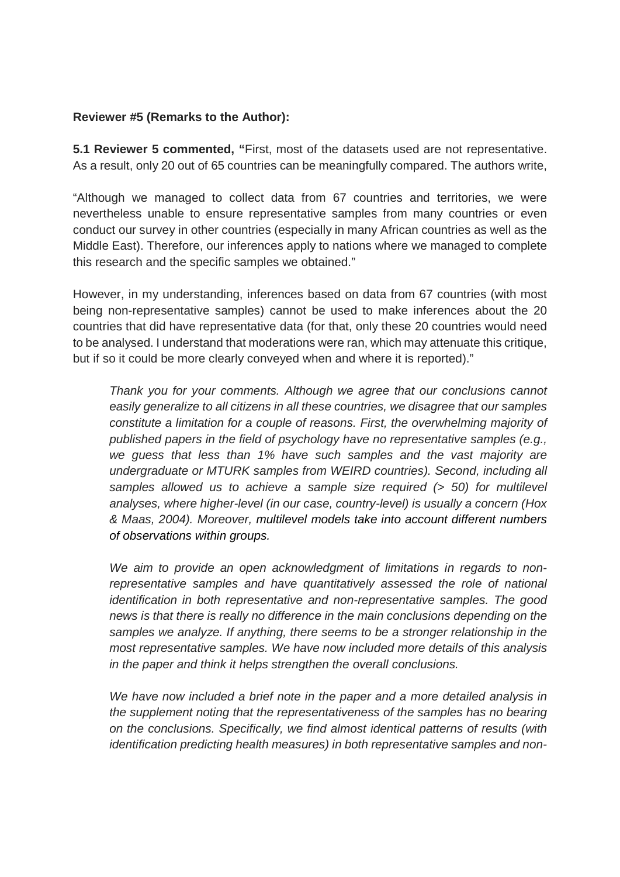**Reviewer #5 (Remarks to the Author):**

**5.1 Reviewer 5 commented, "**First, most of the datasets used are not representative. As a result, only 20 out of 65 countries can be meaningfully compared. The authors write,

"Although we managed to collect data from 67 countries and territories, we were nevertheless unable to ensure representative samples from many countries or even conduct our survey in other countries (especially in many African countries as well as the Middle East). Therefore, our inferences apply to nations where we managed to complete this research and the specific samples we obtained."

However, in my understanding, inferences based on data from 67 countries (with most being non-representative samples) cannot be used to make inferences about the 20 countries that did have representative data (for that, only these 20 countries would need to be analysed. I understand that moderations were ran, which may attenuate this critique, but if so it could be more clearly conveyed when and where it is reported)."

> *Thank you for your comments. Although we agree that our conclusions cannot easily generalize to all citizens in all these countries, we disagree that our samples constitute a limitation for a couple of reasons. First, the overwhelming majority of published papers in the field of psychology have no representative samples (e.g., we guess that less than 1% have such samples and the vast majority are undergraduate or MTURK samples from WEIRD countries). Second, including all samples allowed us to achieve a sample size required (> 50) for multilevel analyses, where higher-level (in our case, country-level) is usually a concern (Hox & Maas, 2004). Moreover, multilevel models take into account different numbers of observations within groups.*
>
> *We aim to provide an open acknowledgment of limitations in regards to non-representative samples and have quantitatively assessed the role of national identification in both representative and non-representative samples. The good news is that there is really no difference in the main conclusions depending on the samples we analyze. If anything, there seems to be a stronger relationship in the most representative samples. We have now included more details of this analysis in the paper and think it helps strengthen the overall conclusions.*
>
> *We have now included a brief note in the paper and a more detailed analysis in the supplement noting that the representativeness of the samples has no bearing on the conclusions. Specifically, we find almost identical patterns of results (with identification predicting health measures) in both representative samples and non-*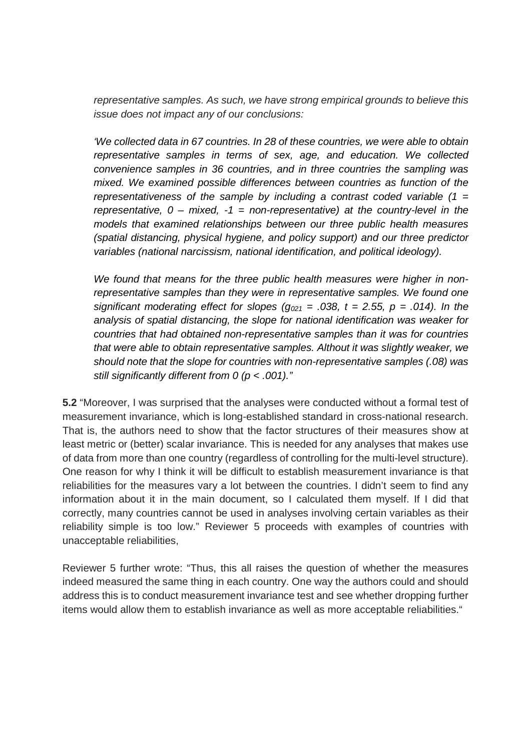*representative samples. As such, we have strong empirical grounds to believe this issue does not impact any of our conclusions:*

*'We collected data in 67 countries. In 28 of these countries, we were able to obtain representative samples in terms of sex, age, and education. We collected convenience samples in 36 countries, and in three countries the sampling was mixed. We examined possible differences between countries as function of the representativeness of the sample by including a contrast coded variable (1 = representative, 0 – mixed, -1 = non-representative) at the country-level in the models that examined relationships between our three public health measures (spatial distancing, physical hygiene, and policy support) and our three predictor variables (national narcissism, national identification, and political ideology).*

*We found that means for the three public health measures were higher in non-representative samples than they were in representative samples. We found one significant moderating effect for slopes ($g_{021} = .038$, $t = 2.55$, $p = .014$). In the analysis of spatial distancing, the slope for national identification was weaker for countries that had obtained non-representative samples than it was for countries that were able to obtain representative samples. Althout it was slightly weaker, we should note that the slope for countries with non-representative samples (.08) was still significantly different from 0 ($p < .001$)."*

**5.2** "Moreover, I was surprised that the analyses were conducted without a formal test of measurement invariance, which is long-established standard in cross-national research. That is, the authors need to show that the factor structures of their measures show at least metric or (better) scalar invariance. This is needed for any analyses that makes use of data from more than one country (regardless of controlling for the multi-level structure). One reason for why I think it will be difficult to establish measurement invariance is that reliabilities for the measures vary a lot between the countries. I didn't seem to find any information about it in the main document, so I calculated them myself. If I did that correctly, many countries cannot be used in analyses involving certain variables as their reliability simple is too low." Reviewer 5 proceeds with examples of countries with unacceptable reliabilities,

Reviewer 5 further wrote: "Thus, this all raises the question of whether the measures indeed measured the same thing in each country. One way the authors could and should address this is to conduct measurement invariance test and see whether dropping further items would allow them to establish invariance as well as more acceptable reliabilities."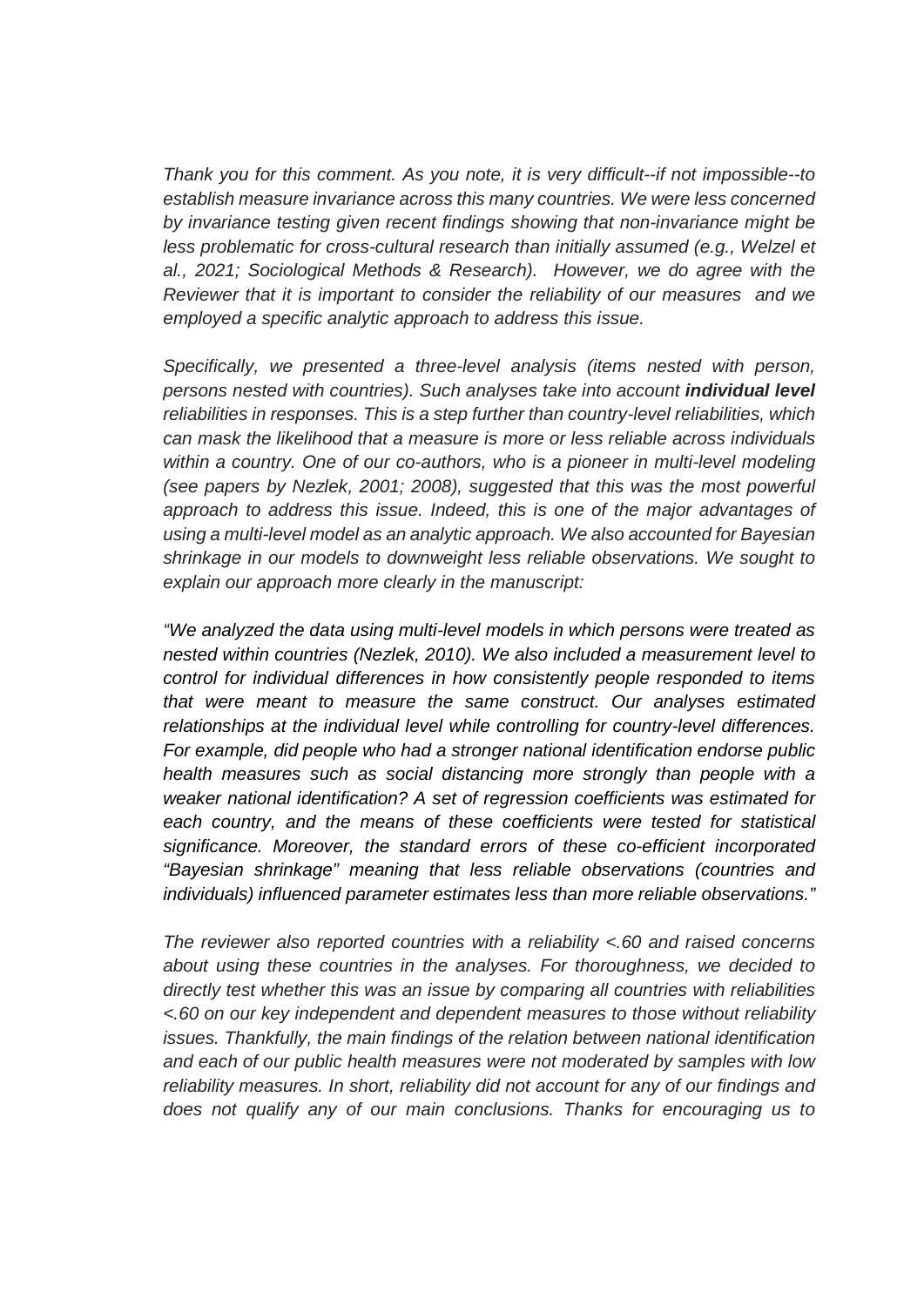*Thank you for this comment. As you note, it is very difficult--if not impossible--to establish measure invariance across this many countries. We were less concerned by invariance testing given recent findings showing that non-invariance might be less problematic for cross-cultural research than initially assumed (e.g., Welzel et al., 2021; Sociological Methods & Research). However, we do agree with the Reviewer that it is important to consider the reliability of our measures and we employed a specific analytic approach to address this issue.*

*Specifically, we presented a three-level analysis (items nested with person, persons nested with countries). Such analyses take into account* ***individual level*** *reliabilities in responses. This is a step further than country-level reliabilities, which can mask the likelihood that a measure is more or less reliable across individuals within a country. One of our co-authors, who is a pioneer in multi-level modeling (see papers by Nezlek, 2001; 2008), suggested that this was the most powerful approach to address this issue. Indeed, this is one of the major advantages of using a multi-level model as an analytic approach. We also accounted for Bayesian shrinkage in our models to downweight less reliable observations. We sought to explain our approach more clearly in the manuscript:*

*"We analyzed the data using multi-level models in which persons were treated as nested within countries (Nezlek, 2010). We also included a measurement level to control for individual differences in how consistently people responded to items that were meant to measure the same construct. Our analyses estimated relationships at the individual level while controlling for country-level differences. For example, did people who had a stronger national identification endorse public health measures such as social distancing more strongly than people with a weaker national identification? A set of regression coefficients was estimated for each country, and the means of these coefficients were tested for statistical significance. Moreover, the standard errors of these co-efficient incorporated "Bayesian shrinkage" meaning that less reliable observations (countries and individuals) influenced parameter estimates less than more reliable observations."*

*The reviewer also reported countries with a reliability <.60 and raised concerns about using these countries in the analyses. For thoroughness, we decided to directly test whether this was an issue by comparing all countries with reliabilities <.60 on our key independent and dependent measures to those without reliability issues. Thankfully, the main findings of the relation between national identification and each of our public health measures were not moderated by samples with low reliability measures. In short, reliability did not account for any of our findings and does not qualify any of our main conclusions. Thanks for encouraging us to*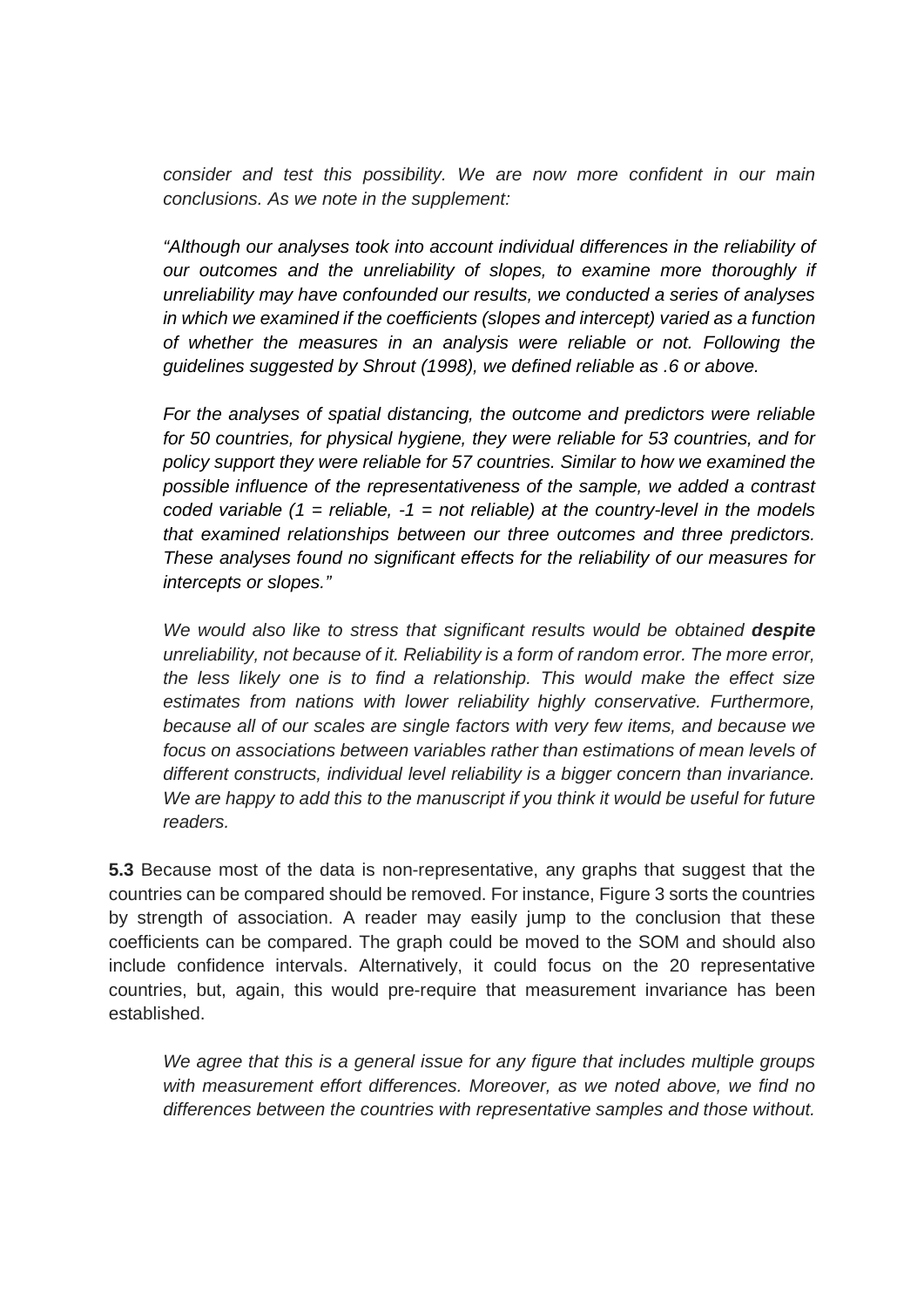*consider and test this possibility. We are now more confident in our main conclusions. As we note in the supplement:*

*"Although our analyses took into account individual differences in the reliability of our outcomes and the unreliability of slopes, to examine more thoroughly if unreliability may have confounded our results, we conducted a series of analyses in which we examined if the coefficients (slopes and intercept) varied as a function of whether the measures in an analysis were reliable or not. Following the guidelines suggested by Shrout (1998), we defined reliable as .6 or above.*

*For the analyses of spatial distancing, the outcome and predictors were reliable for 50 countries, for physical hygiene, they were reliable for 53 countries, and for policy support they were reliable for 57 countries. Similar to how we examined the possible influence of the representativeness of the sample, we added a contrast coded variable (1 = reliable, -1 = not reliable) at the country-level in the models that examined relationships between our three outcomes and three predictors. These analyses found no significant effects for the reliability of our measures for intercepts or slopes."*

*We would also like to stress that significant results would be obtained* ***despite*** *unreliability, not because of it. Reliability is a form of random error. The more error, the less likely one is to find a relationship. This would make the effect size estimates from nations with lower reliability highly conservative. Furthermore, because all of our scales are single factors with very few items, and because we focus on associations between variables rather than estimations of mean levels of different constructs, individual level reliability is a bigger concern than invariance. We are happy to add this to the manuscript if you think it would be useful for future readers.*

**5.3** Because most of the data is non-representative, any graphs that suggest that the countries can be compared should be removed. For instance, Figure 3 sorts the countries by strength of association. A reader may easily jump to the conclusion that these coefficients can be compared. The graph could be moved to the SOM and should also include confidence intervals. Alternatively, it could focus on the 20 representative countries, but, again, this would pre-require that measurement invariance has been established.

*We agree that this is a general issue for any figure that includes multiple groups with measurement effort differences. Moreover, as we noted above, we find no differences between the countries with representative samples and those without.*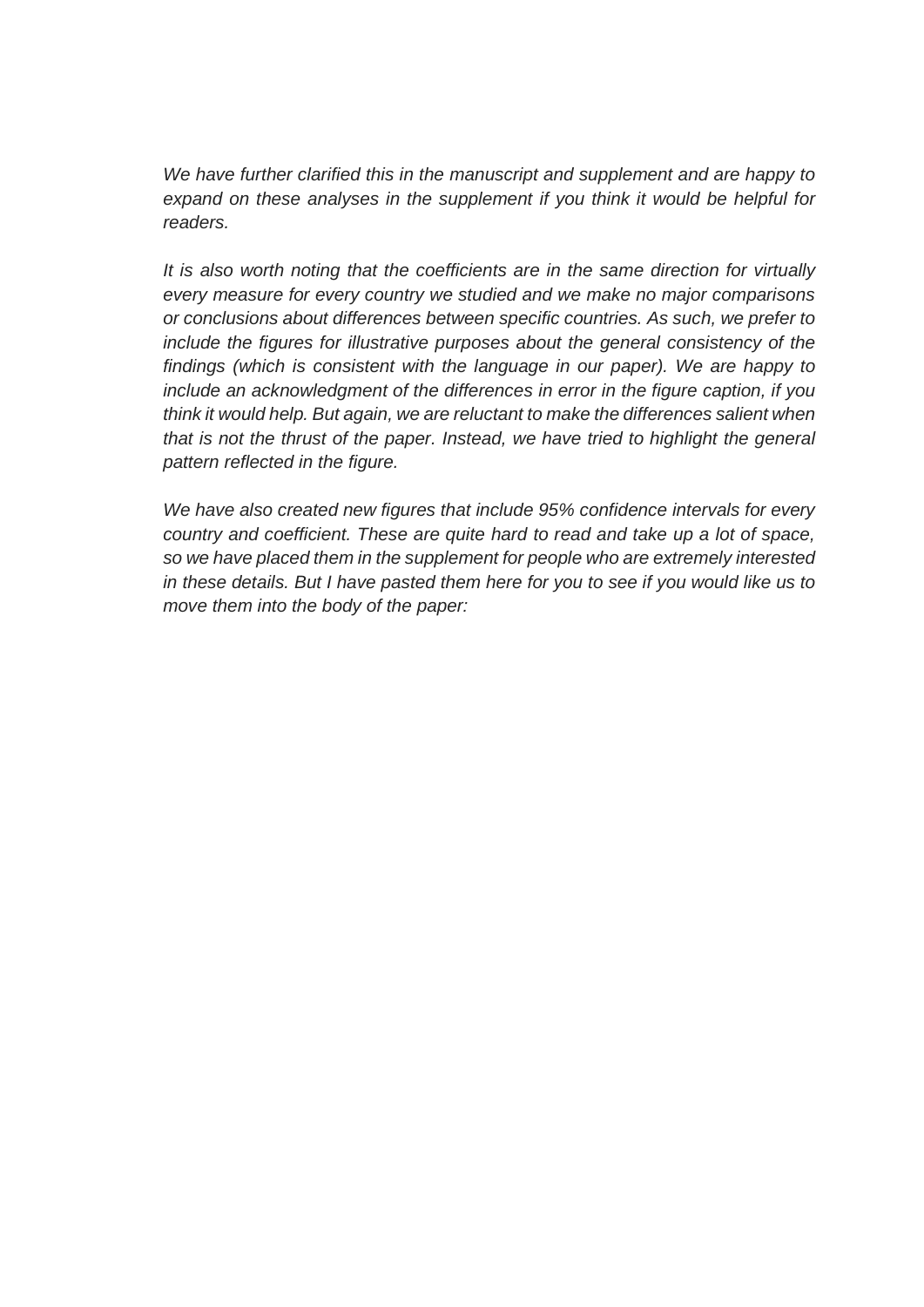*We have further clarified this in the manuscript and supplement and are happy to expand on these analyses in the supplement if you think it would be helpful for readers.*

*It is also worth noting that the coefficients are in the same direction for virtually every measure for every country we studied and we make no major comparisons or conclusions about differences between specific countries. As such, we prefer to include the figures for illustrative purposes about the general consistency of the findings (which is consistent with the language in our paper). We are happy to include an acknowledgment of the differences in error in the figure caption, if you think it would help. But again, we are reluctant to make the differences salient when that is not the thrust of the paper. Instead, we have tried to highlight the general pattern reflected in the figure.*

*We have also created new figures that include 95% confidence intervals for every country and coefficient. These are quite hard to read and take up a lot of space, so we have placed them in the supplement for people who are extremely interested in these details. But I have pasted them here for you to see if you would like us to move them into the body of the paper:*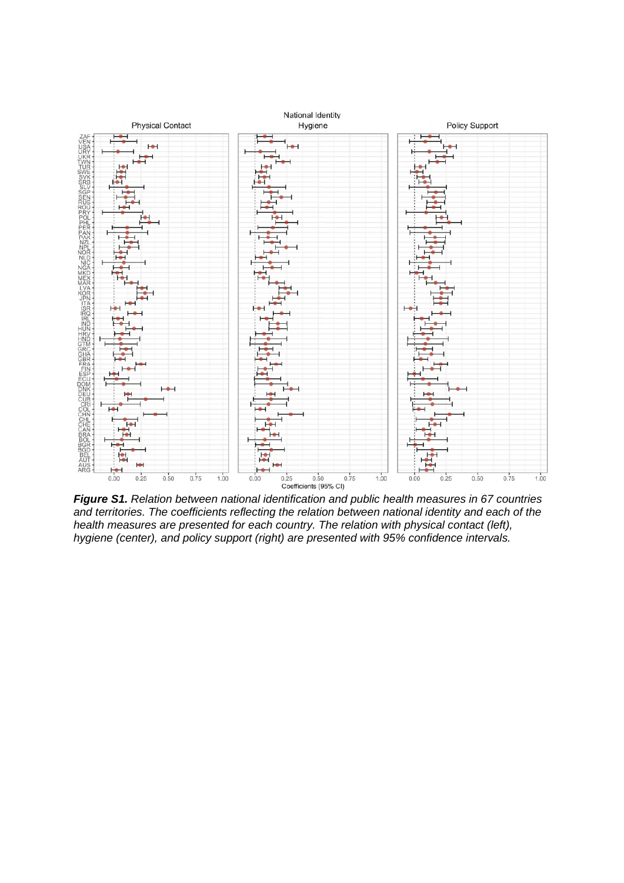**Figure S1.** *Relation between national identification and public health measures in 67 countries and territories. The coefficients reflecting the relation between national identity and each of the health measures are presented for each country. The relation with physical contact (left), hygiene (center), and policy support (right) are presented with 95% confidence intervals.*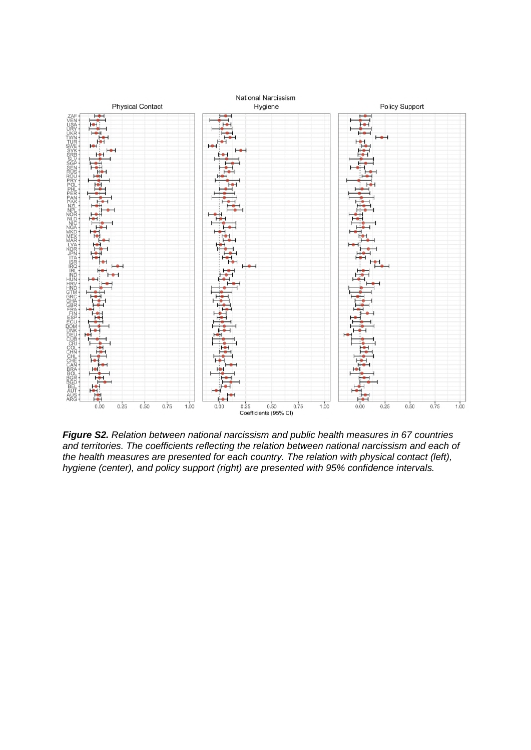*Figure S2. Relation between national narcissism and public health measures in 67 countries and territories. The coefficients reflecting the relation between national narcissism and each of the health measures are presented for each country. The relation with physical contact (left), hygiene (center), and policy support (right) are presented with 95% confidence intervals.*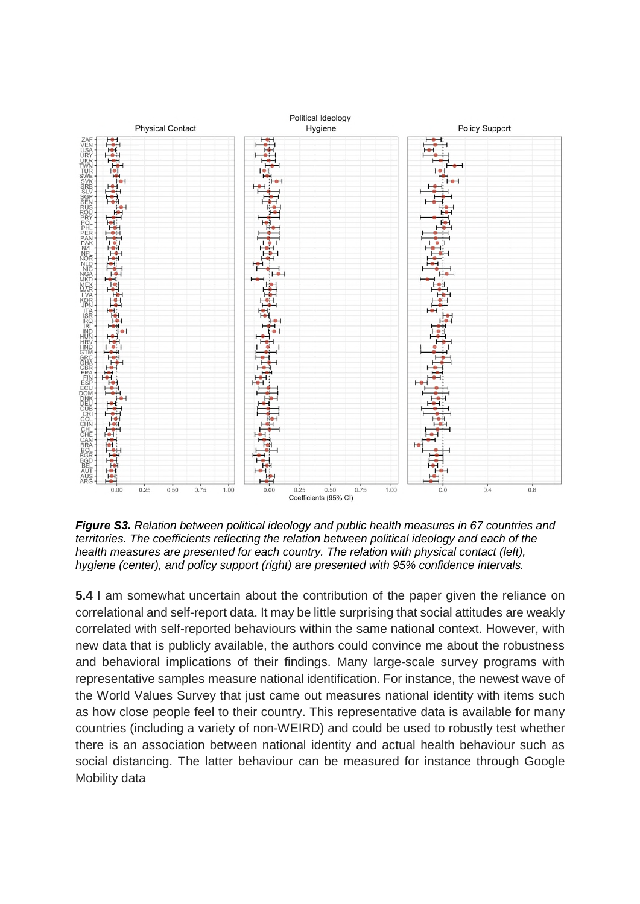***Figure S3.*** *Relation between political ideology and public health measures in 67 countries and territories. The coefficients reflecting the relation between political ideology and each of the health measures are presented for each country. The relation with physical contact (left), hygiene (center), and policy support (right) are presented with 95% confidence intervals.*

**5.4** I am somewhat uncertain about the contribution of the paper given the reliance on correlational and self-report data. It may be little surprising that social attitudes are weakly correlated with self-reported behaviours within the same national context. However, with new data that is publicly available, the authors could convince me about the robustness and behavioral implications of their findings. Many large-scale survey programs with representative samples measure national identification. For instance, the newest wave of the World Values Survey that just came out measures national identity with items such as how close people feel to their country. This representative data is available for many countries (including a variety of non-WEIRD) and could be used to robustly test whether there is an association between national identity and actual health behaviour such as social distancing. The latter behaviour can be measured for instance through Google Mobility data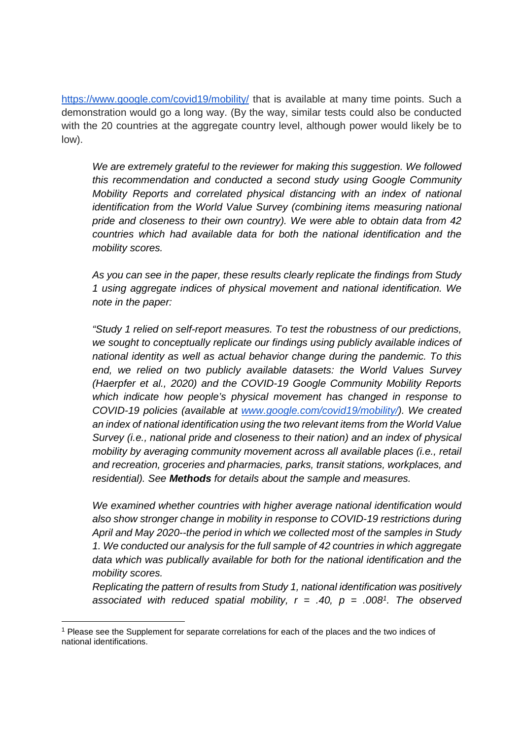https://www.google.com/covid19/mobility/ that is available at many time points. Such a demonstration would go a long way. (By the way, similar tests could also be conducted with the 20 countries at the aggregate country level, although power would likely be to low).

*We are extremely grateful to the reviewer for making this suggestion. We followed this recommendation and conducted a second study using Google Community Mobility Reports and correlated physical distancing with an index of national identification from the World Value Survey (combining items measuring national pride and closeness to their own country). We were able to obtain data from 42 countries which had available data for both the national identification and the mobility scores.*

*As you can see in the paper, these results clearly replicate the findings from Study 1 using aggregate indices of physical movement and national identification. We note in the paper:*

*"Study 1 relied on self-report measures. To test the robustness of our predictions, we sought to conceptually replicate our findings using publicly available indices of national identity as well as actual behavior change during the pandemic. To this end, we relied on two publicly available datasets: the World Values Survey (Haerpfer et al., 2020) and the COVID-19 Google Community Mobility Reports which indicate how people's physical movement has changed in response to COVID-19 policies (available at www.google.com/covid19/mobility/). We created an index of national identification using the two relevant items from the World Value Survey (i.e., national pride and closeness to their nation) and an index of physical mobility by averaging community movement across all available places (i.e., retail and recreation, groceries and pharmacies, parks, transit stations, workplaces, and residential). See **Methods** for details about the sample and measures.*

*We examined whether countries with higher average national identification would also show stronger change in mobility in response to COVID-19 restrictions during April and May 2020--the period in which we collected most of the samples in Study 1. We conducted our analysis for the full sample of 42 countries in which aggregate data which was publically available for both for the national identification and the mobility scores.*
*Replicating the pattern of results from Study 1, national identification was positively associated with reduced spatial mobility, $r = .40$, $p = .008$[1]. The observed*

[1] Please see the Supplement for separate correlations for each of the places and the two indices of national identifications.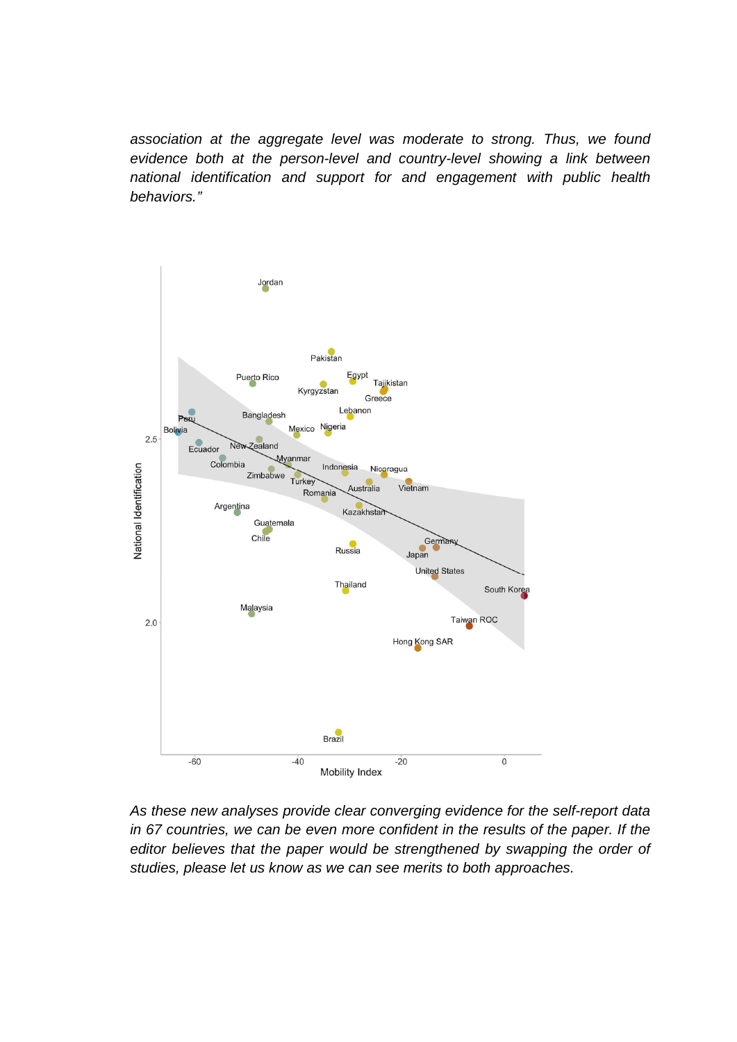*association at the aggregate level was moderate to strong. Thus, we found evidence both at the person-level and country-level showing a link between national identification and support for and engagement with public health behaviors."*

*As these new analyses provide clear converging evidence for the self-report data in 67 countries, we can be even more confident in the results of the paper. If the editor believes that the paper would be strengthened by swapping the order of studies, please let us know as we can see merits to both approaches.*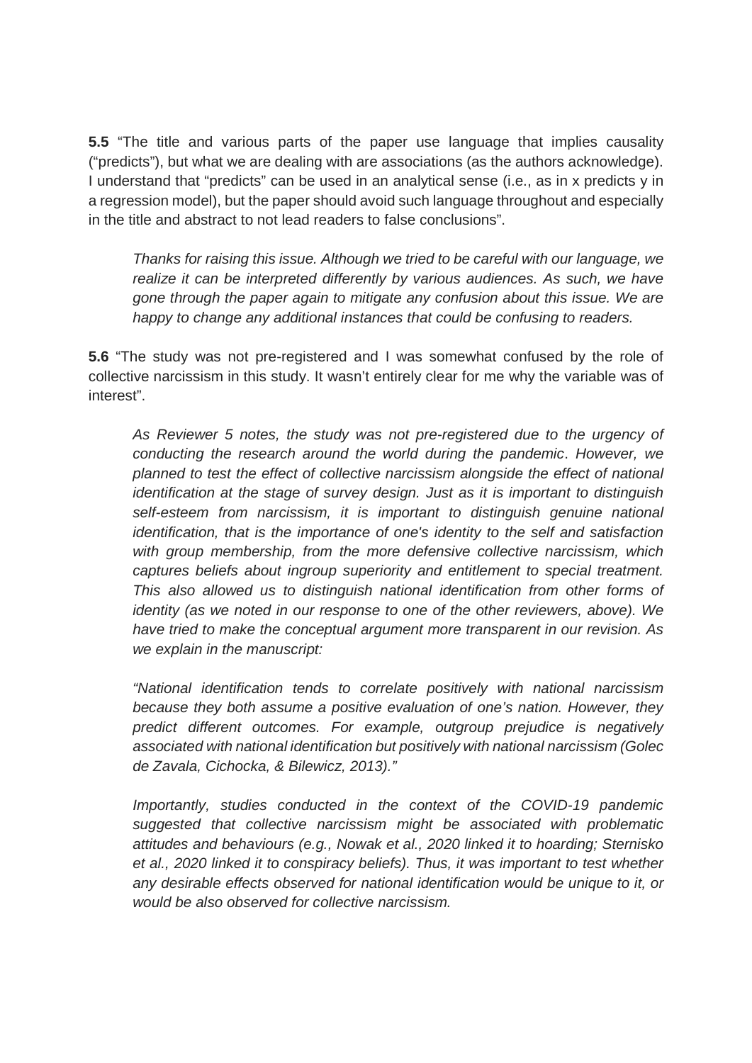**5.5** "The title and various parts of the paper use language that implies causality ("predicts"), but what we are dealing with are associations (as the authors acknowledge). I understand that "predicts" can be used in an analytical sense (i.e., as in x predicts y in a regression model), but the paper should avoid such language throughout and especially in the title and abstract to not lead readers to false conclusions".

> *Thanks for raising this issue. Although we tried to be careful with our language, we realize it can be interpreted differently by various audiences. As such, we have gone through the paper again to mitigate any confusion about this issue. We are happy to change any additional instances that could be confusing to readers.*

**5.6** "The study was not pre-registered and I was somewhat confused by the role of collective narcissism in this study. It wasn't entirely clear for me why the variable was of interest".

> *As Reviewer 5 notes, the study was not pre-registered due to the urgency of conducting the research around the world during the pandemic. However, we planned to test the effect of collective narcissism alongside the effect of national identification at the stage of survey design. Just as it is important to distinguish self-esteem from narcissism, it is important to distinguish genuine national identification, that is the importance of one's identity to the self and satisfaction with group membership, from the more defensive collective narcissism, which captures beliefs about ingroup superiority and entitlement to special treatment. This also allowed us to distinguish national identification from other forms of identity (as we noted in our response to one of the other reviewers, above). We have tried to make the conceptual argument more transparent in our revision. As we explain in the manuscript:*
>
> *"National identification tends to correlate positively with national narcissism because they both assume a positive evaluation of one's nation. However, they predict different outcomes. For example, outgroup prejudice is negatively associated with national identification but positively with national narcissism (Golec de Zavala, Cichocka, & Bilewicz, 2013)."*
>
> *Importantly, studies conducted in the context of the COVID-19 pandemic suggested that collective narcissism might be associated with problematic attitudes and behaviours (e.g., Nowak et al., 2020 linked it to hoarding; Sternisko et al., 2020 linked it to conspiracy beliefs). Thus, it was important to test whether any desirable effects observed for national identification would be unique to it, or would be also observed for collective narcissism.*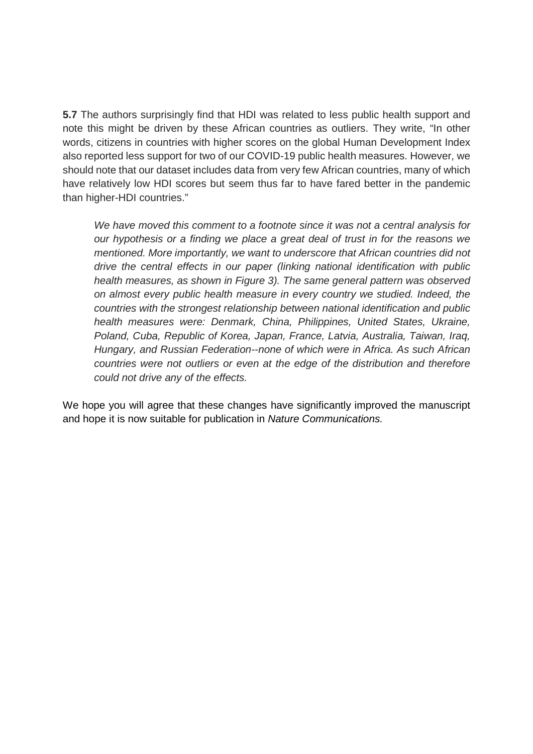**5.7** The authors surprisingly find that HDI was related to less public health support and note this might be driven by these African countries as outliers. They write, "In other words, citizens in countries with higher scores on the global Human Development Index also reported less support for two of our COVID-19 public health measures. However, we should note that our dataset includes data from very few African countries, many of which have relatively low HDI scores but seem thus far to have fared better in the pandemic than higher-HDI countries."

> *We have moved this comment to a footnote since it was not a central analysis for our hypothesis or a finding we place a great deal of trust in for the reasons we mentioned. More importantly, we want to underscore that African countries did not drive the central effects in our paper (linking national identification with public health measures, as shown in Figure 3). The same general pattern was observed on almost every public health measure in every country we studied. Indeed, the countries with the strongest relationship between national identification and public health measures were: Denmark, China, Philippines, United States, Ukraine, Poland, Cuba, Republic of Korea, Japan, France, Latvia, Australia, Taiwan, Iraq, Hungary, and Russian Federation--none of which were in Africa. As such African countries were not outliers or even at the edge of the distribution and therefore could not drive any of the effects.*

We hope you will agree that these changes have significantly improved the manuscript and hope it is now suitable for publication in *Nature Communications.*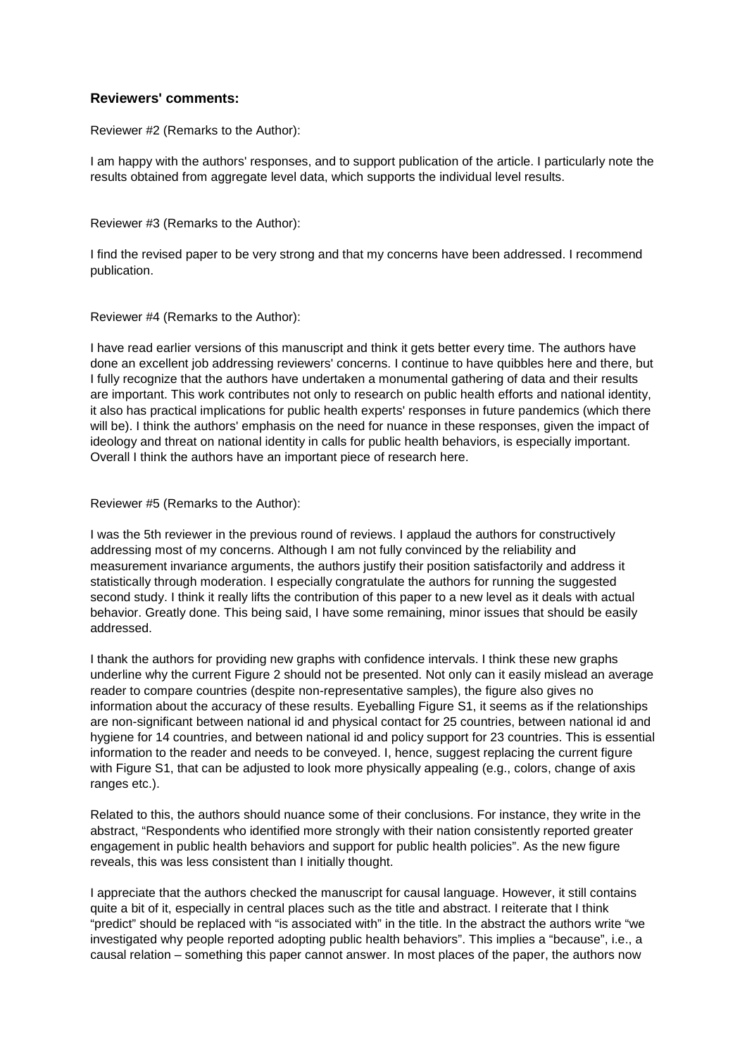**Reviewers' comments:**

Reviewer #2 (Remarks to the Author):

I am happy with the authors' responses, and to support publication of the article. I particularly note the results obtained from aggregate level data, which supports the individual level results.

Reviewer #3 (Remarks to the Author):

I find the revised paper to be very strong and that my concerns have been addressed. I recommend publication.

Reviewer #4 (Remarks to the Author):

I have read earlier versions of this manuscript and think it gets better every time. The authors have done an excellent job addressing reviewers' concerns. I continue to have quibbles here and there, but I fully recognize that the authors have undertaken a monumental gathering of data and their results are important. This work contributes not only to research on public health efforts and national identity, it also has practical implications for public health experts' responses in future pandemics (which there will be). I think the authors' emphasis on the need for nuance in these responses, given the impact of ideology and threat on national identity in calls for public health behaviors, is especially important. Overall I think the authors have an important piece of research here.

Reviewer #5 (Remarks to the Author):

I was the 5th reviewer in the previous round of reviews. I applaud the authors for constructively addressing most of my concerns. Although I am not fully convinced by the reliability and measurement invariance arguments, the authors justify their position satisfactorily and address it statistically through moderation. I especially congratulate the authors for running the suggested second study. I think it really lifts the contribution of this paper to a new level as it deals with actual behavior. Greatly done. This being said, I have some remaining, minor issues that should be easily addressed.

I thank the authors for providing new graphs with confidence intervals. I think these new graphs underline why the current Figure 2 should not be presented. Not only can it easily mislead an average reader to compare countries (despite non-representative samples), the figure also gives no information about the accuracy of these results. Eyeballing Figure S1, it seems as if the relationships are non-significant between national id and physical contact for 25 countries, between national id and hygiene for 14 countries, and between national id and policy support for 23 countries. This is essential information to the reader and needs to be conveyed. I, hence, suggest replacing the current figure with Figure S1, that can be adjusted to look more physically appealing (e.g., colors, change of axis ranges etc.).

Related to this, the authors should nuance some of their conclusions. For instance, they write in the abstract, "Respondents who identified more strongly with their nation consistently reported greater engagement in public health behaviors and support for public health policies". As the new figure reveals, this was less consistent than I initially thought.

I appreciate that the authors checked the manuscript for causal language. However, it still contains quite a bit of it, especially in central places such as the title and abstract. I reiterate that I think "predict" should be replaced with "is associated with" in the title. In the abstract the authors write "we investigated why people reported adopting public health behaviors". This implies a "because", i.e., a causal relation – something this paper cannot answer. In most places of the paper, the authors now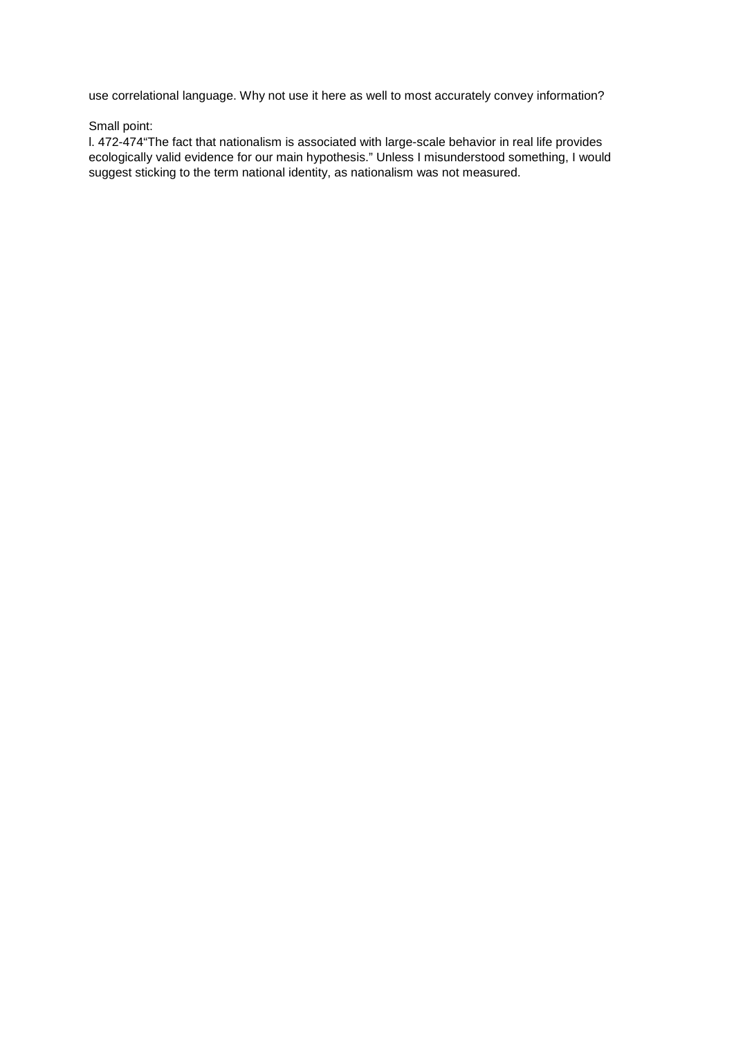use correlational language. Why not use it here as well to most accurately convey information?

Small point:
l. 472-474"The fact that nationalism is associated with large-scale behavior in real life provides ecologically valid evidence for our main hypothesis." Unless I misunderstood something, I would suggest sticking to the term national identity, as nationalism was not measured.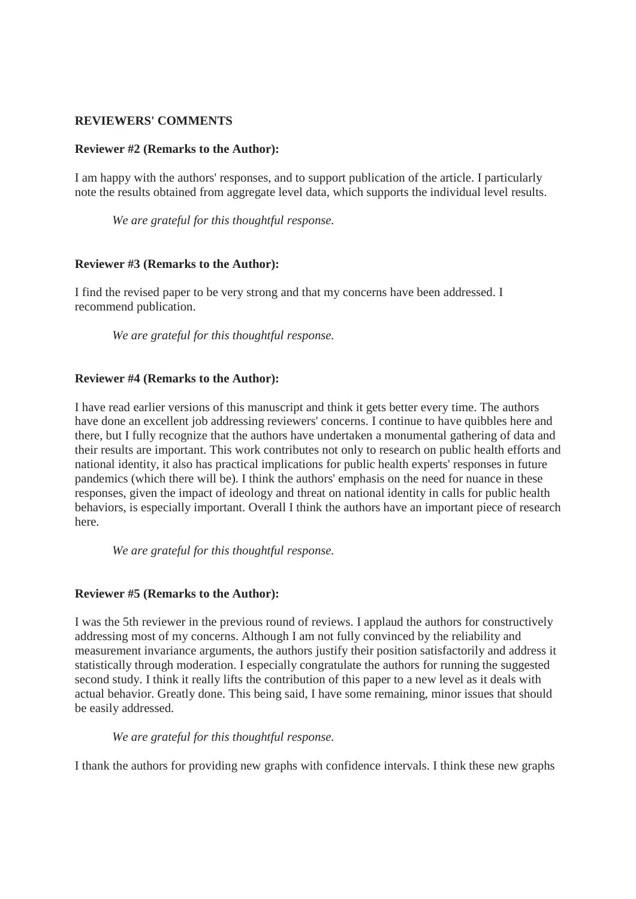**REVIEWERS' COMMENTS**

**Reviewer #2 (Remarks to the Author):**

I am happy with the authors' responses, and to support publication of the article. I particularly note the results obtained from aggregate level data, which supports the individual level results.

*We are grateful for this thoughtful response.*

**Reviewer #3 (Remarks to the Author):**

I find the revised paper to be very strong and that my concerns have been addressed. I recommend publication.

*We are grateful for this thoughtful response.*

**Reviewer #4 (Remarks to the Author):**

I have read earlier versions of this manuscript and think it gets better every time. The authors have done an excellent job addressing reviewers' concerns. I continue to have quibbles here and there, but I fully recognize that the authors have undertaken a monumental gathering of data and their results are important. This work contributes not only to research on public health efforts and national identity, it also has practical implications for public health experts' responses in future pandemics (which there will be). I think the authors' emphasis on the need for nuance in these responses, given the impact of ideology and threat on national identity in calls for public health behaviors, is especially important. Overall I think the authors have an important piece of research here.

*We are grateful for this thoughtful response.*

**Reviewer #5 (Remarks to the Author):**

I was the 5th reviewer in the previous round of reviews. I applaud the authors for constructively addressing most of my concerns. Although I am not fully convinced by the reliability and measurement invariance arguments, the authors justify their position satisfactorily and address it statistically through moderation. I especially congratulate the authors for running the suggested second study. I think it really lifts the contribution of this paper to a new level as it deals with actual behavior. Greatly done. This being said, I have some remaining, minor issues that should be easily addressed.

*We are grateful for this thoughtful response.*

I thank the authors for providing new graphs with confidence intervals. I think these new graphs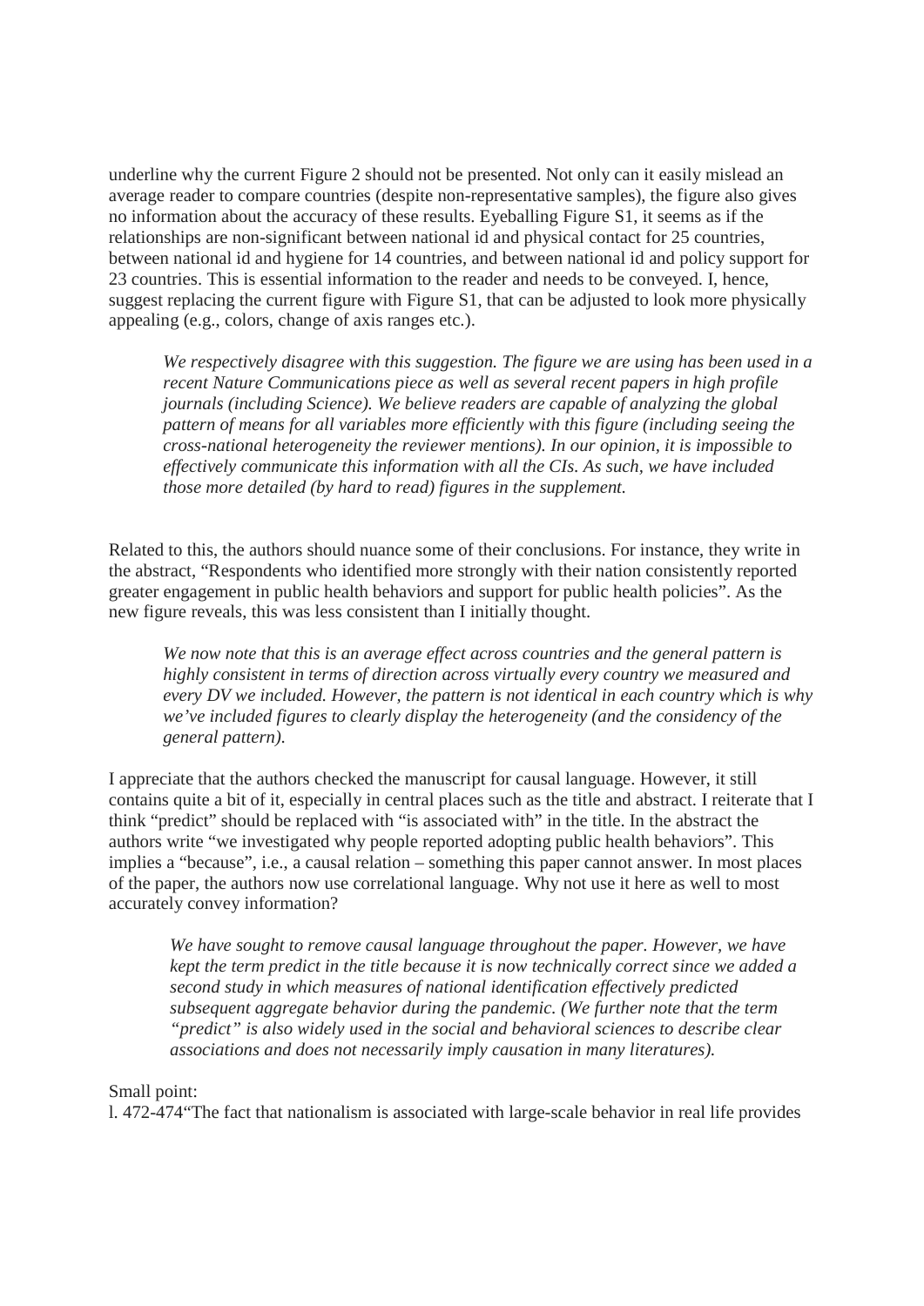underline why the current Figure 2 should not be presented. Not only can it easily mislead an average reader to compare countries (despite non-representative samples), the figure also gives no information about the accuracy of these results. Eyeballing Figure S1, it seems as if the relationships are non-significant between national id and physical contact for 25 countries, between national id and hygiene for 14 countries, and between national id and policy support for 23 countries. This is essential information to the reader and needs to be conveyed. I, hence, suggest replacing the current figure with Figure S1, that can be adjusted to look more physically appealing (e.g., colors, change of axis ranges etc.).

> *We respectively disagree with this suggestion. The figure we are using has been used in a recent Nature Communications piece as well as several recent papers in high profile journals (including Science). We believe readers are capable of analyzing the global pattern of means for all variables more efficiently with this figure (including seeing the cross-national heterogeneity the reviewer mentions). In our opinion, it is impossible to effectively communicate this information with all the CIs. As such, we have included those more detailed (by hard to read) figures in the supplement.*

Related to this, the authors should nuance some of their conclusions. For instance, they write in the abstract, "Respondents who identified more strongly with their nation consistently reported greater engagement in public health behaviors and support for public health policies". As the new figure reveals, this was less consistent than I initially thought.

> *We now note that this is an average effect across countries and the general pattern is highly consistent in terms of direction across virtually every country we measured and every DV we included. However, the pattern is not identical in each country which is why we've included figures to clearly display the heterogeneity (and the considency of the general pattern).*

I appreciate that the authors checked the manuscript for causal language. However, it still contains quite a bit of it, especially in central places such as the title and abstract. I reiterate that I think "predict" should be replaced with "is associated with" in the title. In the abstract the authors write "we investigated why people reported adopting public health behaviors". This implies a "because", i.e., a causal relation – something this paper cannot answer. In most places of the paper, the authors now use correlational language. Why not use it here as well to most accurately convey information?

> *We have sought to remove causal language throughout the paper. However, we have kept the term predict in the title because it is now technically correct since we added a second study in which measures of national identification effectively predicted subsequent aggregate behavior during the pandemic. (We further note that the term "predict" is also widely used in the social and behavioral sciences to describe clear associations and does not necessarily imply causation in many literatures).*

Small point:
l. 472-474"The fact that nationalism is associated with large-scale behavior in real life provides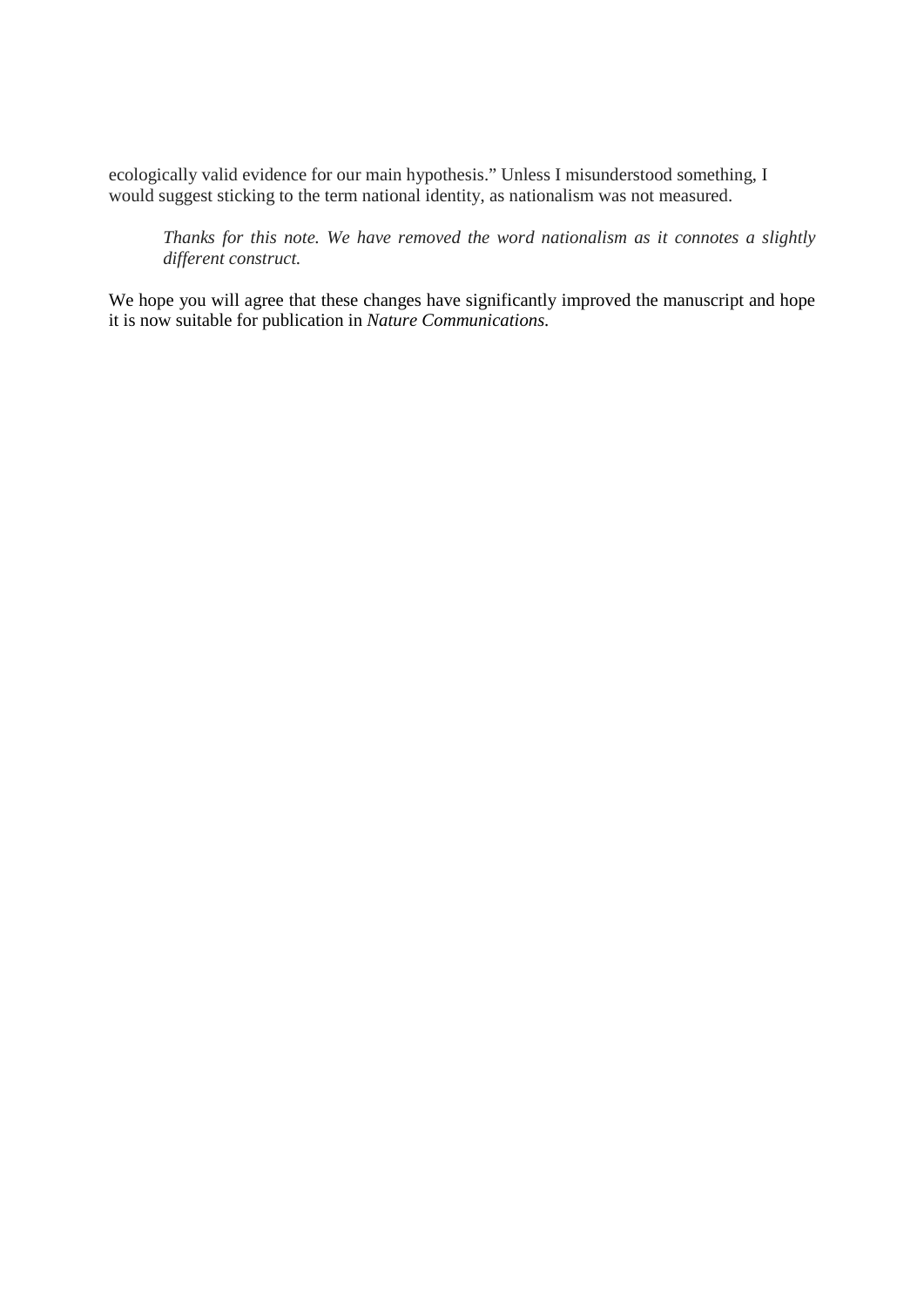ecologically valid evidence for our main hypothesis." Unless I misunderstood something, I would suggest sticking to the term national identity, as nationalism was not measured.

> *Thanks for this note. We have removed the word nationalism as it connotes a slightly different construct.*

We hope you will agree that these changes have significantly improved the manuscript and hope it is now suitable for publication in *Nature Communications*.